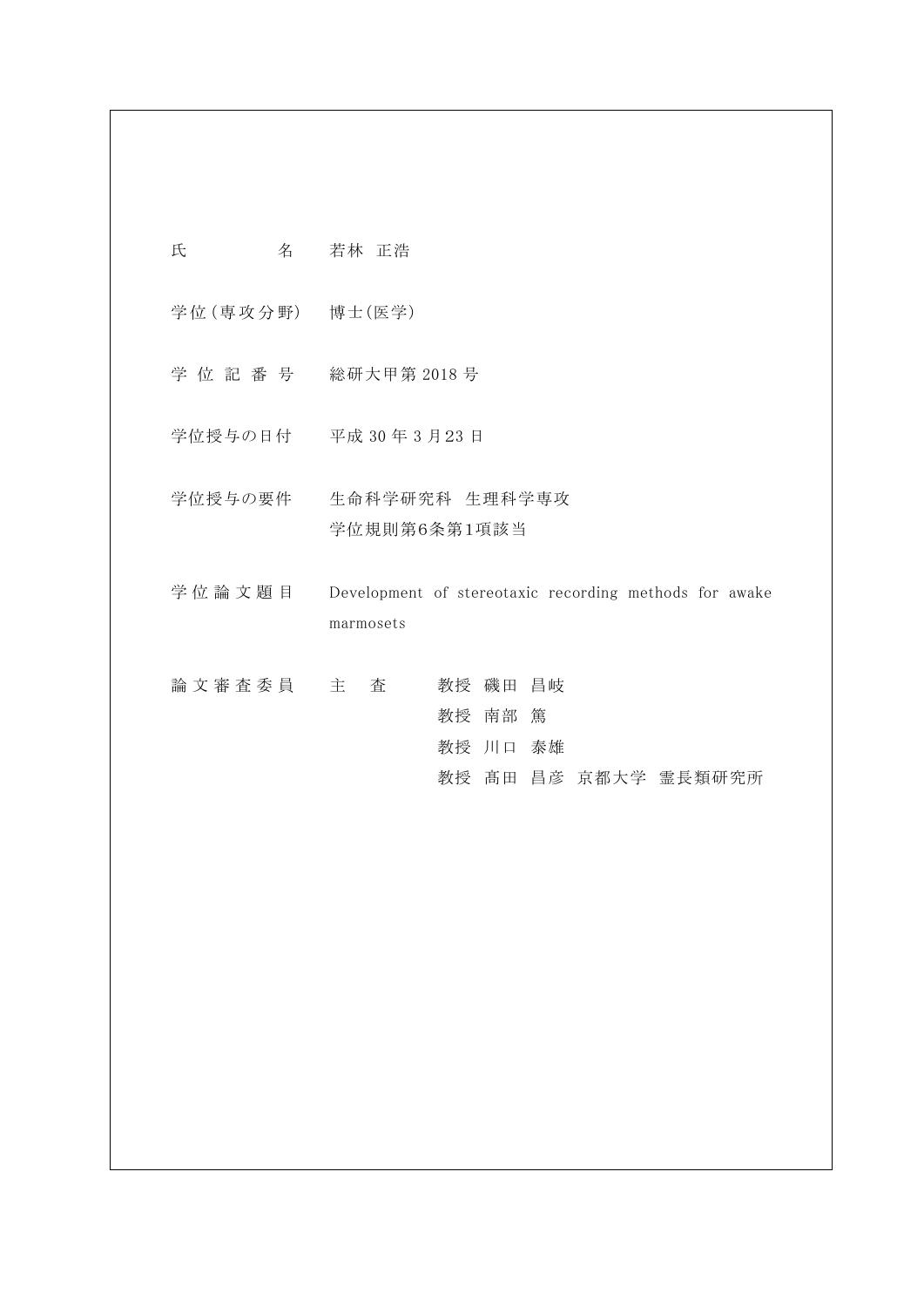| | |
|---|---|
| 氏　　　　名 | 若林 正浩 |
| 学位(専攻分野) | 博士(医学) |
| 学 位 記 番 号 | 総研大甲第 2018 号 |
| 学位授与の日付 | 平成 30 年 3 月23 日 |
| 学位授与の要件 | 生命科学研究科　生理科学専攻<br>学位規則第6条第1項該当 |
| 学 位 論 文 題 目 | Development of stereotaxic recording methods for awake marmosets |
| 論 文 審 査 委 員 | 主　査　　教授 磯田 昌岐<br>教授 南部 篤<br>教授 川口 泰雄<br>教授 髙田 昌彦 京都大学 霊長類研究所 |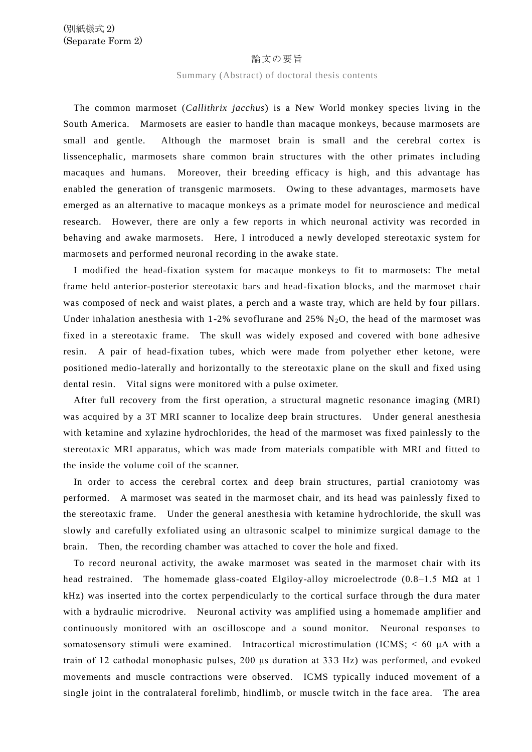(別紙様式 2)
(Separate Form 2)

論文の要旨

Summary (Abstract) of doctoral thesis contents

The common marmoset (*Callithrix jacchus*) is a New World monkey species living in the South America. Marmosets are easier to handle than macaque monkeys, because marmosets are small and gentle. Although the marmoset brain is small and the cerebral cortex is lissencephalic, marmosets share common brain structures with the other primates including macaques and humans. Moreover, their breeding efficacy is high, and this advantage has enabled the generation of transgenic marmosets. Owing to these advantages, marmosets have emerged as an alternative to macaque monkeys as a primate model for neuroscience and medical research. However, there are only a few reports in which neuronal activity was recorded in behaving and awake marmosets. Here, I introduced a newly developed stereotaxic system for marmosets and performed neuronal recording in the awake state.

I modified the head-fixation system for macaque monkeys to fit to marmosets: The metal frame held anterior-posterior stereotaxic bars and head-fixation blocks, and the marmoset chair was composed of neck and waist plates, a perch and a waste tray, which are held by four pillars. Under inhalation anesthesia with 1-2% sevoflurane and 25% $N_2O$, the head of the marmoset was fixed in a stereotaxic frame. The skull was widely exposed and covered with bone adhesive resin. A pair of head-fixation tubes, which were made from polyether ether ketone, were positioned medio-laterally and horizontally to the stereotaxic plane on the skull and fixed using dental resin. Vital signs were monitored with a pulse oximeter.

After full recovery from the first operation, a structural magnetic resonance imaging (MRI) was acquired by a 3T MRI scanner to localize deep brain structures. Under general anesthesia with ketamine and xylazine hydrochlorides, the head of the marmoset was fixed painlessly to the stereotaxic MRI apparatus, which was made from materials compatible with MRI and fitted to the inside the volume coil of the scanner.

In order to access the cerebral cortex and deep brain structures, partial craniotomy was performed. A marmoset was seated in the marmoset chair, and its head was painlessly fixed to the stereotaxic frame. Under the general anesthesia with ketamine hydrochloride, the skull was slowly and carefully exfoliated using an ultrasonic scalpel to minimize surgical damage to the brain. Then, the recording chamber was attached to cover the hole and fixed.

To record neuronal activity, the awake marmoset was seated in the marmoset chair with its head restrained. The homemade glass-coated Elgiloy-alloy microelectrode (0.8–1.5 MΩ at 1 kHz) was inserted into the cortex perpendicularly to the cortical surface through the dura mater with a hydraulic microdrive. Neuronal activity was amplified using a homemade amplifier and continuously monitored with an oscilloscope and a sound monitor. Neuronal responses to somatosensory stimuli were examined. Intracortical microstimulation (ICMS; < 60 μA with a train of 12 cathodal monophasic pulses, 200 μs duration at 333 Hz) was performed, and evoked movements and muscle contractions were observed. ICMS typically induced movement of a single joint in the contralateral forelimb, hindlimb, or muscle twitch in the face area. The area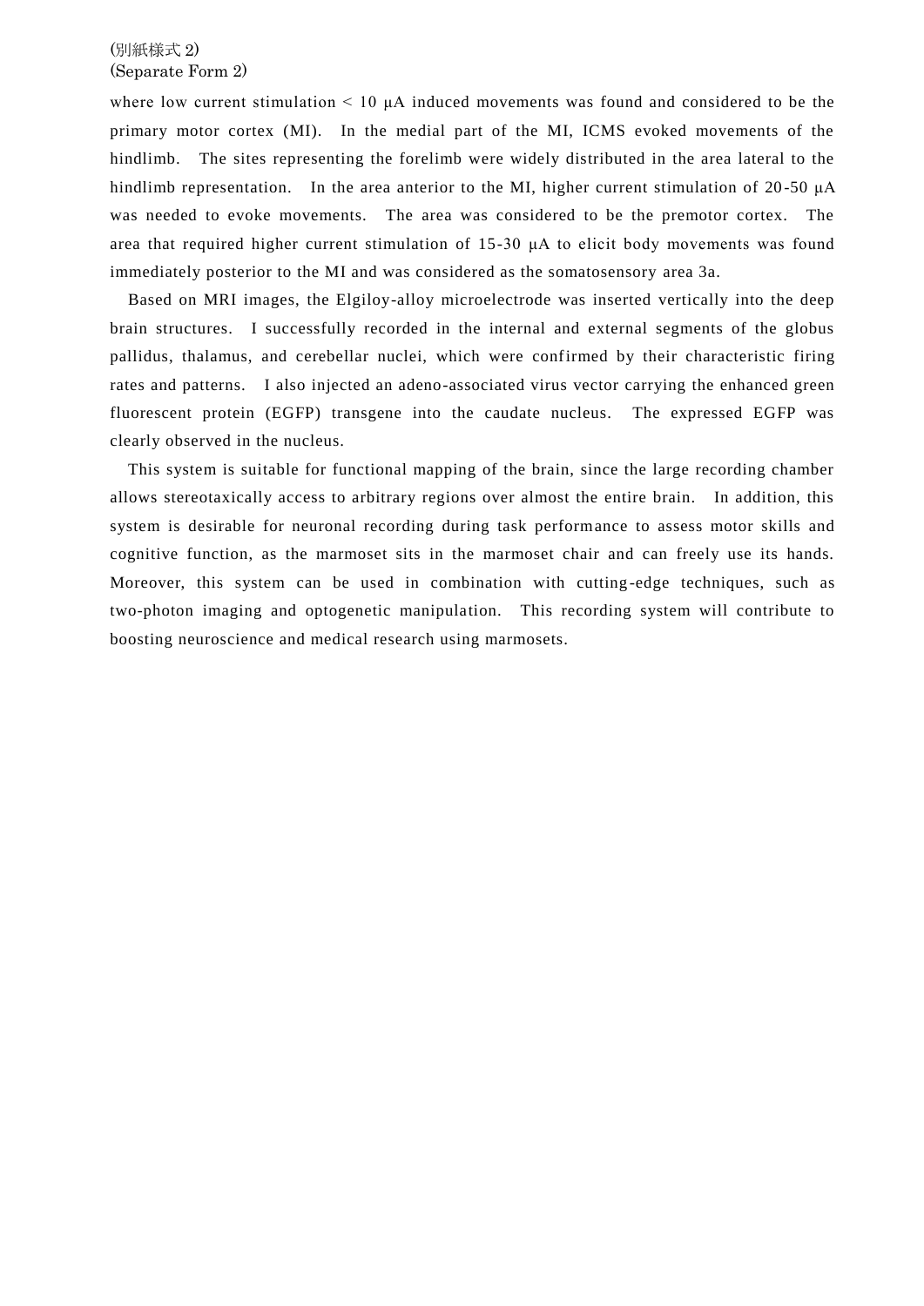where low current stimulation < 10 μA induced movements was found and considered to be the primary motor cortex (MI). In the medial part of the MI, ICMS evoked movements of the hindlimb. The sites representing the forelimb were widely distributed in the area lateral to the hindlimb representation. In the area anterior to the MI, higher current stimulation of 20-50 μA was needed to evoke movements. The area was considered to be the premotor cortex. The area that required higher current stimulation of 15-30 μA to elicit body movements was found immediately posterior to the MI and was considered as the somatosensory area 3a.

Based on MRI images, the Elgiloy-alloy microelectrode was inserted vertically into the deep brain structures. I successfully recorded in the internal and external segments of the globus pallidus, thalamus, and cerebellar nuclei, which were confirmed by their characteristic firing rates and patterns. I also injected an adeno-associated virus vector carrying the enhanced green fluorescent protein (EGFP) transgene into the caudate nucleus. The expressed EGFP was clearly observed in the nucleus.

This system is suitable for functional mapping of the brain, since the large recording chamber allows stereotaxically access to arbitrary regions over almost the entire brain. In addition, this system is desirable for neuronal recording during task performance to assess motor skills and cognitive function, as the marmoset sits in the marmoset chair and can freely use its hands. Moreover, this system can be used in combination with cutting-edge techniques, such as two-photon imaging and optogenetic manipulation. This recording system will contribute to boosting neuroscience and medical research using marmosets.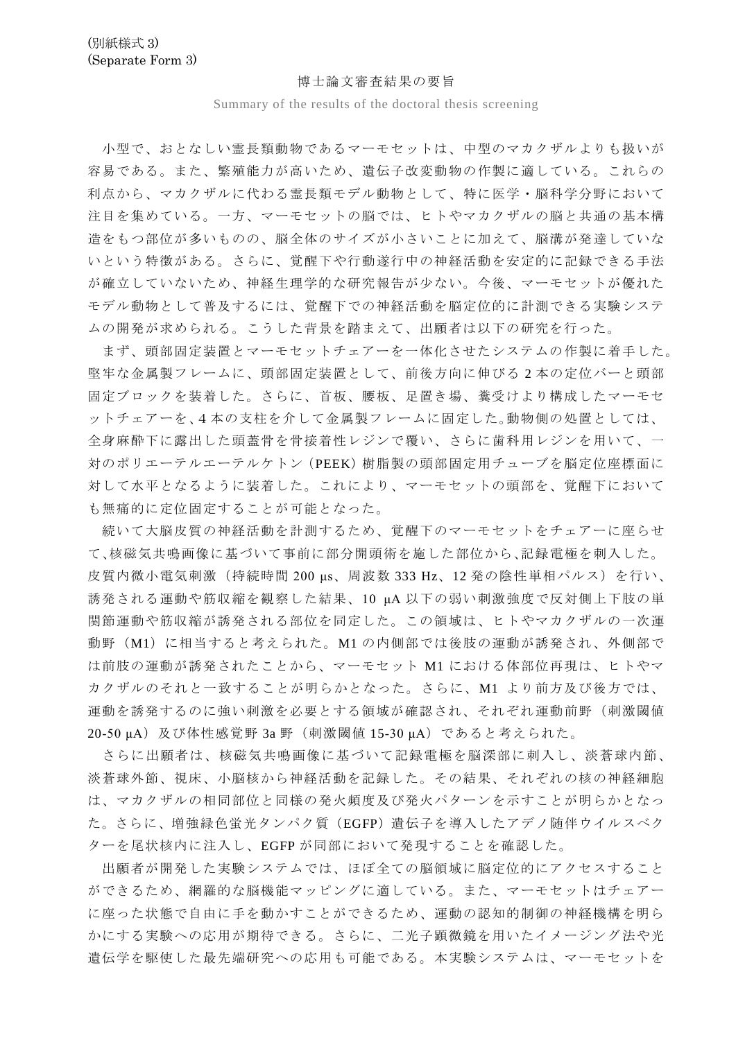(別紙様式 3)
(Separate Form 3)

# 博士論文審査結果の要旨

Summary of the results of the doctoral thesis screening

小型で、おとなしい霊長類動物であるマーモセットは、中型のマカクザルよりも扱いが容易である。また、繁殖能力が高いため、遺伝子改変動物の作製に適している。これらの利点から、マカクザルに代わる霊長類モデル動物として、特に医学・脳科学分野において注目を集めている。一方、マーモセットの脳では、ヒトやマカクザルの脳と共通の基本構造をもつ部位が多いものの、脳全体のサイズが小さいことに加えて、脳溝が発達していないという特徴がある。さらに、覚醒下や行動遂行中の神経活動を安定的に記録できる手法が確立していないため、神経生理学的な研究報告が少ない。今後、マーモセットが優れたモデル動物として普及するには、覚醒下での神経活動を脳定位的に計測できる実験システムの開発が求められる。こうした背景を踏まえて、出願者は以下の研究を行った。

まず、頭部固定装置とマーモセットチェアーを一体化させたシステムの作製に着手した。堅牢な金属製フレームに、頭部固定装置として、前後方向に伸びる 2 本の定位バーと頭部固定ブロックを装着した。さらに、首板、腰板、足置き場、糞受けより構成したマーモセットチェアーを、4 本の支柱を介して金属製フレームに固定した。動物側の処置としては、全身麻酔下に露出した頭蓋骨を骨接着性レジンで覆い、さらに歯科用レジンを用いて、一対のポリエーテルエーテルケトン（PEEK）樹脂製の頭部固定用チューブを脳定位座標面に対して水平となるように装着した。これにより、マーモセットの頭部を、覚醒下においても無痛的に定位固定することが可能となった。

続いて大脳皮質の神経活動を計測するため、覚醒下のマーモセットをチェアーに座らせて、核磁気共鳴画像に基づいて事前に部分開頭術を施した部位から、記録電極を刺入した。皮質内微小電気刺激（持続時間 200 μs、周波数 333 Hz、12 発の陰性単相パルス）を行い、誘発される運動や筋収縮を観察した結果、10 μA 以下の弱い刺激強度で反対側上下肢の単関節運動や筋収縮が誘発される部位を同定した。この領域は、ヒトやマカクザルの一次運動野（M1）に相当すると考えられた。M1 の内側部では後肢の運動が誘発され、外側部では前肢の運動が誘発されたことから、マーモセット M1 における体部位再現は、ヒトやマカクザルのそれと一致することが明らかとなった。さらに、M1 より前方及び後方では、運動を誘発するのに強い刺激を必要とする領域が確認され、それぞれ運動前野（刺激閾値 20-50 μA）及び体性感覚野 3a 野（刺激閾値 15-30 μA）であると考えられた。

さらに出願者は、核磁気共鳴画像に基づいて記録電極を脳深部に刺入し、淡蒼球内節、淡蒼球外節、視床、小脳核から神経活動を記録した。その結果、それぞれの核の神経細胞は、マカクザルの相同部位と同様の発火頻度及び発火パターンを示すことが明らかとなった。さらに、増強緑色蛍光タンパク質（EGFP）遺伝子を導入したアデノ随伴ウイルスベクターを尾状核内に注入し、EGFP が同部において発現することを確認した。

出願者が開発した実験システムでは、ほぼ全ての脳領域に脳定位的にアクセスすることができるため、網羅的な脳機能マッピングに適している。また、マーモセットはチェアーに座った状態で自由に手を動かすことができるため、運動の認知的制御の神経機構を明らかにする実験への応用が期待できる。さらに、二光子顕微鏡を用いたイメージング法や光遺伝学を駆使した最先端研究への応用も可能である。本実験システムは、マーモセットを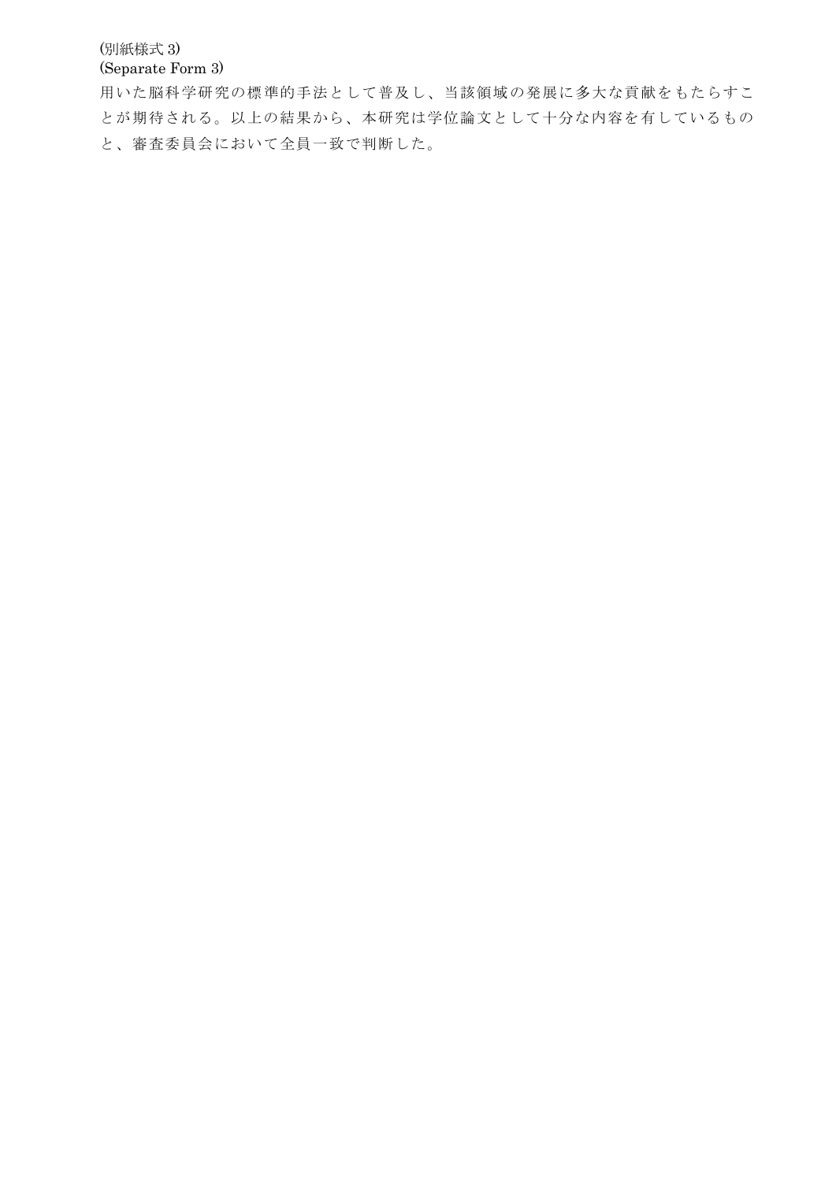(別紙様式 3)
(Separate Form 3)

用いた脳科学研究の標準的手法として普及し、当該領域の発展に多大な貢献をもたらすことが期待される。以上の結果から、本研究は学位論文として十分な内容を有しているものと、審査委員会において全員一致で判断した。